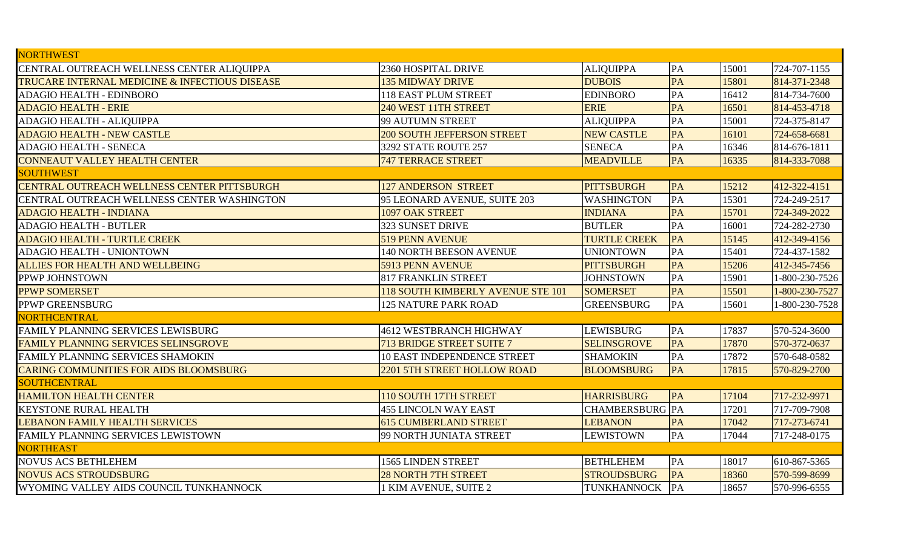| NORTHWEST | | | | | |
|---|---|---|---|---|---|
| CENTRAL OUTREACH WELLNESS CENTER ALIQUIPPA | 2360 HOSPITAL DRIVE | ALIQUIPPA | PA | 15001 | 724-707-1155 |
| TRUCARE INTERNAL MEDICINE & INFECTIOUS DISEASE | 135 MIDWAY DRIVE | DUBOIS | PA | 15801 | 814-371-2348 |
| ADAGIO HEALTH - EDINBORO | 118 EAST PLUM STREET | EDINBORO | PA | 16412 | 814-734-7600 |
| ADAGIO HEALTH - ERIE | 240 WEST 11TH STREET | ERIE | PA | 16501 | 814-453-4718 |
| ADAGIO HEALTH - ALIQUIPPA | 99 AUTUMN STREET | ALIQUIPPA | PA | 15001 | 724-375-8147 |
| ADAGIO HEALTH - NEW CASTLE | 200 SOUTH JEFFERSON STREET | NEW CASTLE | PA | 16101 | 724-658-6681 |
| ADAGIO HEALTH - SENECA | 3292 STATE ROUTE 257 | SENECA | PA | 16346 | 814-676-1811 |
| CONNEAUT VALLEY HEALTH CENTER | 747 TERRACE STREET | MEADVILLE | PA | 16335 | 814-333-7088 |
| SOUTHWEST | | | | | |
| CENTRAL OUTREACH WELLNESS CENTER PITTSBURGH | 127 ANDERSON STREET | PITTSBURGH | PA | 15212 | 412-322-4151 |
| CENTRAL OUTREACH WELLNESS CENTER WASHINGTON | 95 LEONARD AVENUE, SUITE 203 | WASHINGTON | PA | 15301 | 724-249-2517 |
| ADAGIO HEALTH - INDIANA | 1097 OAK STREET | INDIANA | PA | 15701 | 724-349-2022 |
| ADAGIO HEALTH - BUTLER | 323 SUNSET DRIVE | BUTLER | PA | 16001 | 724-282-2730 |
| ADAGIO HEALTH - TURTLE CREEK | 519 PENN AVENUE | TURTLE CREEK | PA | 15145 | 412-349-4156 |
| ADAGIO HEALTH - UNIONTOWN | 140 NORTH BEESON AVENUE | UNIONTOWN | PA | 15401 | 724-437-1582 |
| ALLIES FOR HEALTH AND WELLBEING | 5913 PENN AVENUE | PITTSBURGH | PA | 15206 | 412-345-7456 |
| PPWP JOHNSTOWN | 817 FRANKLIN STREET | JOHNSTOWN | PA | 15901 | 1-800-230-7526 |
| PPWP SOMERSET | 118 SOUTH KIMBERLY AVENUE STE 101 | SOMERSET | PA | 15501 | 1-800-230-7527 |
| PPWP GREENSBURG | 125 NATURE PARK ROAD | GREENSBURG | PA | 15601 | 1-800-230-7528 |
| NORTHCENTRAL | | | | | |
| FAMILY PLANNING SERVICES LEWISBURG | 4612 WESTBRANCH HIGHWAY | LEWISBURG | PA | 17837 | 570-524-3600 |
| FAMILY PLANNING SERVICES SELINSGROVE | 713 BRIDGE STREET SUITE 7 | SELINSGROVE | PA | 17870 | 570-372-0637 |
| FAMILY PLANNING SERVICES SHAMOKIN | 10 EAST INDEPENDENCE STREET | SHAMOKIN | PA | 17872 | 570-648-0582 |
| CARING COMMUNITIES FOR AIDS BLOOMSBURG | 2201 5TH STREET HOLLOW ROAD | BLOOMSBURG | PA | 17815 | 570-829-2700 |
| SOUTHCENTRAL | | | | | |
| HAMILTON HEALTH CENTER | 110 SOUTH 17TH STREET | HARRISBURG | PA | 17104 | 717-232-9971 |
| KEYSTONE RURAL HEALTH | 455 LINCOLN WAY EAST | CHAMBERSBURG | PA | 17201 | 717-709-7908 |
| LEBANON FAMILY HEALTH SERVICES | 615 CUMBERLAND STREET | LEBANON | PA | 17042 | 717-273-6741 |
| FAMILY PLANNING SERVICES LEWISTOWN | 99 NORTH JUNIATA STREET | LEWISTOWN | PA | 17044 | 717-248-0175 |
| NORTHEAST | | | | | |
| NOVUS ACS BETHLEHEM | 1565 LINDEN STREET | BETHLEHEM | PA | 18017 | 610-867-5365 |
| NOVUS ACS STROUDSBURG | 28 NORTH 7TH STREET | STROUDSBURG | PA | 18360 | 570-599-8699 |
| WYOMING VALLEY AIDS COUNCIL TUNKHANNOCK | 1 KIM AVENUE, SUITE 2 | TUNKHANNOCK | PA | 18657 | 570-996-6555 |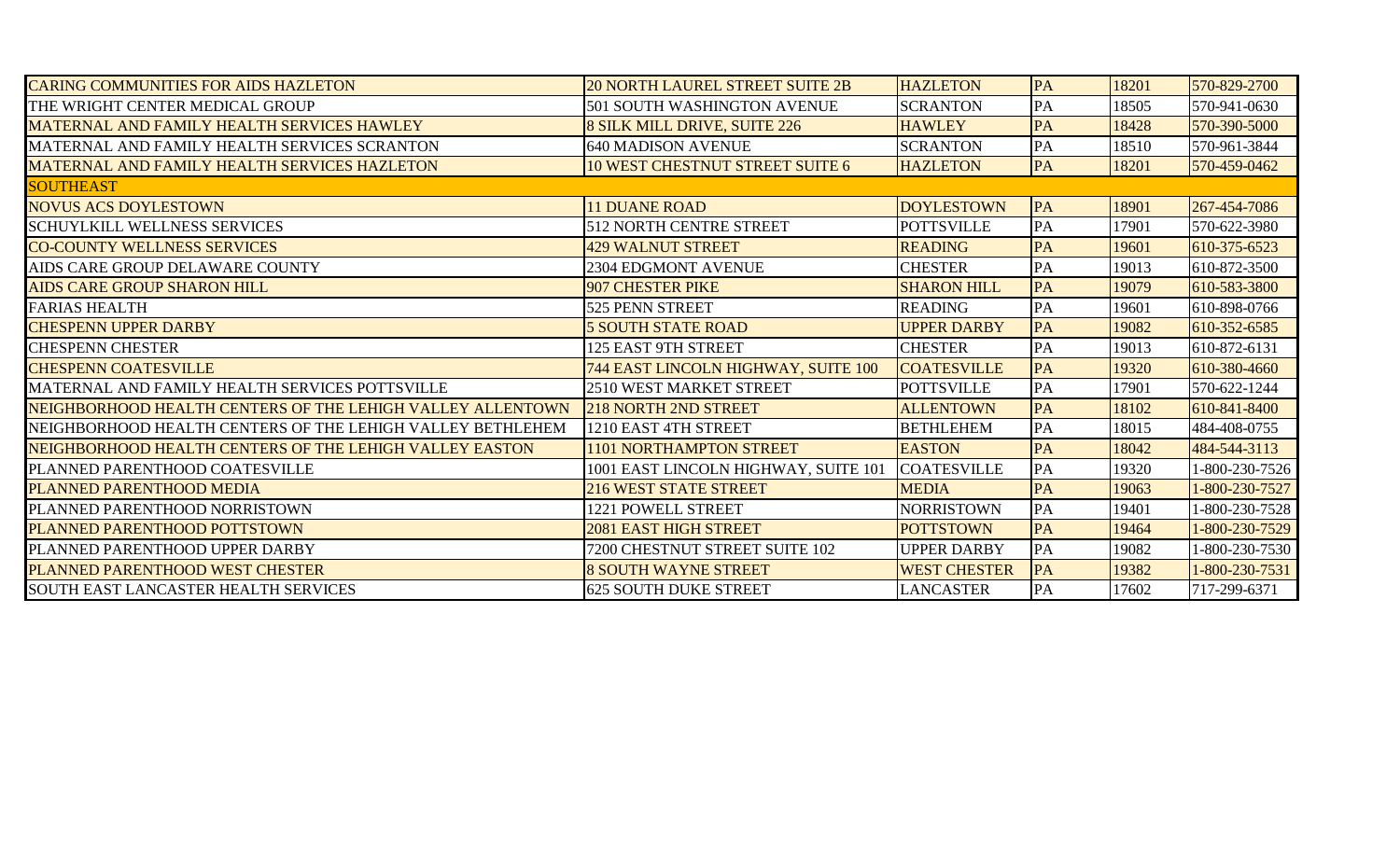| | | | | | |
|---|---|---|---|---|---|
| CARING COMMUNITIES FOR AIDS HAZLETON | 20 NORTH LAUREL STREET SUITE 2B | HAZLETON | PA | 18201 | 570-829-2700 |
| THE WRIGHT CENTER MEDICAL GROUP | 501 SOUTH WASHINGTON AVENUE | SCRANTON | PA | 18505 | 570-941-0630 |
| MATERNAL AND FAMILY HEALTH SERVICES HAWLEY | 8 SILK MILL DRIVE, SUITE 226 | HAWLEY | PA | 18428 | 570-390-5000 |
| MATERNAL AND FAMILY HEALTH SERVICES SCRANTON | 640 MADISON AVENUE | SCRANTON | PA | 18510 | 570-961-3844 |
| MATERNAL AND FAMILY HEALTH SERVICES HAZLETON | 10 WEST CHESTNUT STREET SUITE 6 | HAZLETON | PA | 18201 | 570-459-0462 |
| SOUTHEAST | | | | | |
| NOVUS ACS DOYLESTOWN | 11 DUANE ROAD | DOYLESTOWN | PA | 18901 | 267-454-7086 |
| SCHUYLKILL WELLNESS SERVICES | 512 NORTH CENTRE STREET | POTTSVILLE | PA | 17901 | 570-622-3980 |
| CO-COUNTY WELLNESS SERVICES | 429 WALNUT STREET | READING | PA | 19601 | 610-375-6523 |
| AIDS CARE GROUP DELAWARE COUNTY | 2304 EDGMONT AVENUE | CHESTER | PA | 19013 | 610-872-3500 |
| AIDS CARE GROUP SHARON HILL | 907 CHESTER PIKE | SHARON HILL | PA | 19079 | 610-583-3800 |
| FARIAS HEALTH | 525 PENN STREET | READING | PA | 19601 | 610-898-0766 |
| CHESPENN UPPER DARBY | 5 SOUTH STATE ROAD | UPPER DARBY | PA | 19082 | 610-352-6585 |
| CHESPENN CHESTER | 125 EAST 9TH STREET | CHESTER | PA | 19013 | 610-872-6131 |
| CHESPENN COATESVILLE | 744 EAST LINCOLN HIGHWAY, SUITE 100 | COATESVILLE | PA | 19320 | 610-380-4660 |
| MATERNAL AND FAMILY HEALTH SERVICES POTTSVILLE | 2510 WEST MARKET STREET | POTTSVILLE | PA | 17901 | 570-622-1244 |
| NEIGHBORHOOD HEALTH CENTERS OF THE LEHIGH VALLEY ALLENTOWN | 218 NORTH 2ND STREET | ALLENTOWN | PA | 18102 | 610-841-8400 |
| NEIGHBORHOOD HEALTH CENTERS OF THE LEHIGH VALLEY BETHLEHEM | 1210 EAST 4TH STREET | BETHLEHEM | PA | 18015 | 484-408-0755 |
| NEIGHBORHOOD HEALTH CENTERS OF THE LEHIGH VALLEY EASTON | 1101 NORTHAMPTON STREET | EASTON | PA | 18042 | 484-544-3113 |
| PLANNED PARENTHOOD COATESVILLE | 1001 EAST LINCOLN HIGHWAY, SUITE 101 | COATESVILLE | PA | 19320 | 1-800-230-7526 |
| PLANNED PARENTHOOD MEDIA | 216 WEST STATE STREET | MEDIA | PA | 19063 | 1-800-230-7527 |
| PLANNED PARENTHOOD NORRISTOWN | 1221 POWELL STREET | NORRISTOWN | PA | 19401 | 1-800-230-7528 |
| PLANNED PARENTHOOD POTTSTOWN | 2081 EAST HIGH STREET | POTTSTOWN | PA | 19464 | 1-800-230-7529 |
| PLANNED PARENTHOOD UPPER DARBY | 7200 CHESTNUT STREET SUITE 102 | UPPER DARBY | PA | 19082 | 1-800-230-7530 |
| PLANNED PARENTHOOD WEST CHESTER | 8 SOUTH WAYNE STREET | WEST CHESTER | PA | 19382 | 1-800-230-7531 |
| SOUTH EAST LANCASTER HEALTH SERVICES | 625 SOUTH DUKE STREET | LANCASTER | PA | 17602 | 717-299-6371 |